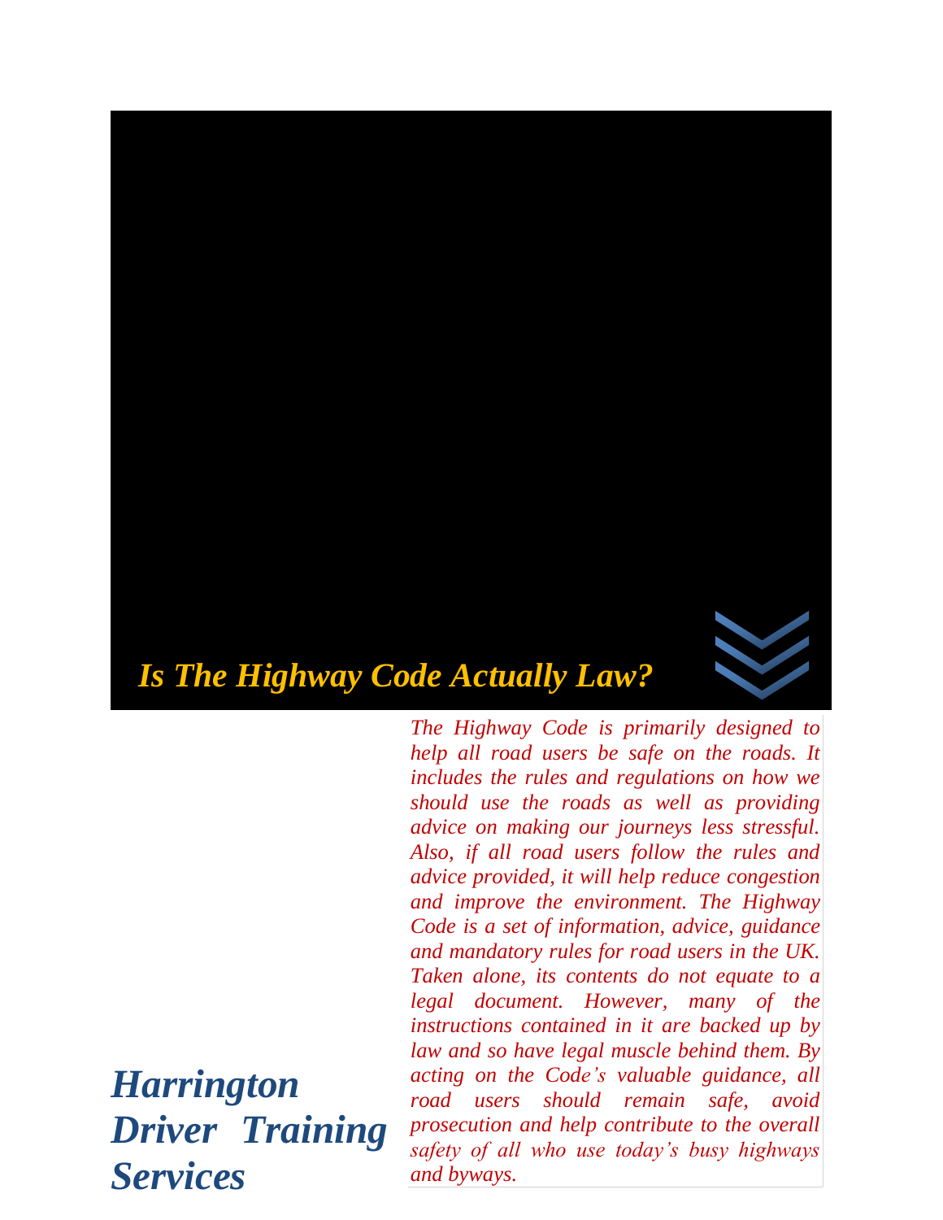# *Is The Highway Code Actually Law?*

*The Highway Code is primarily designed to help all road users be safe on the roads. It includes the rules and regulations on how we should use the roads as well as providing advice on making our journeys less stressful. Also, if all road users follow the rules and advice provided, it will help reduce congestion and improve the environment. The Highway Code is a set of information, advice, guidance and mandatory rules for road users in the UK. Taken alone, its contents do not equate to a legal document. However, many of the instructions contained in it are backed up by law and so have legal muscle behind them. By acting on the Code's valuable guidance, all road users should remain safe, avoid prosecution and help contribute to the overall safety of all who use today's busy highways and byways.*

## *Harrington Driver Training Services*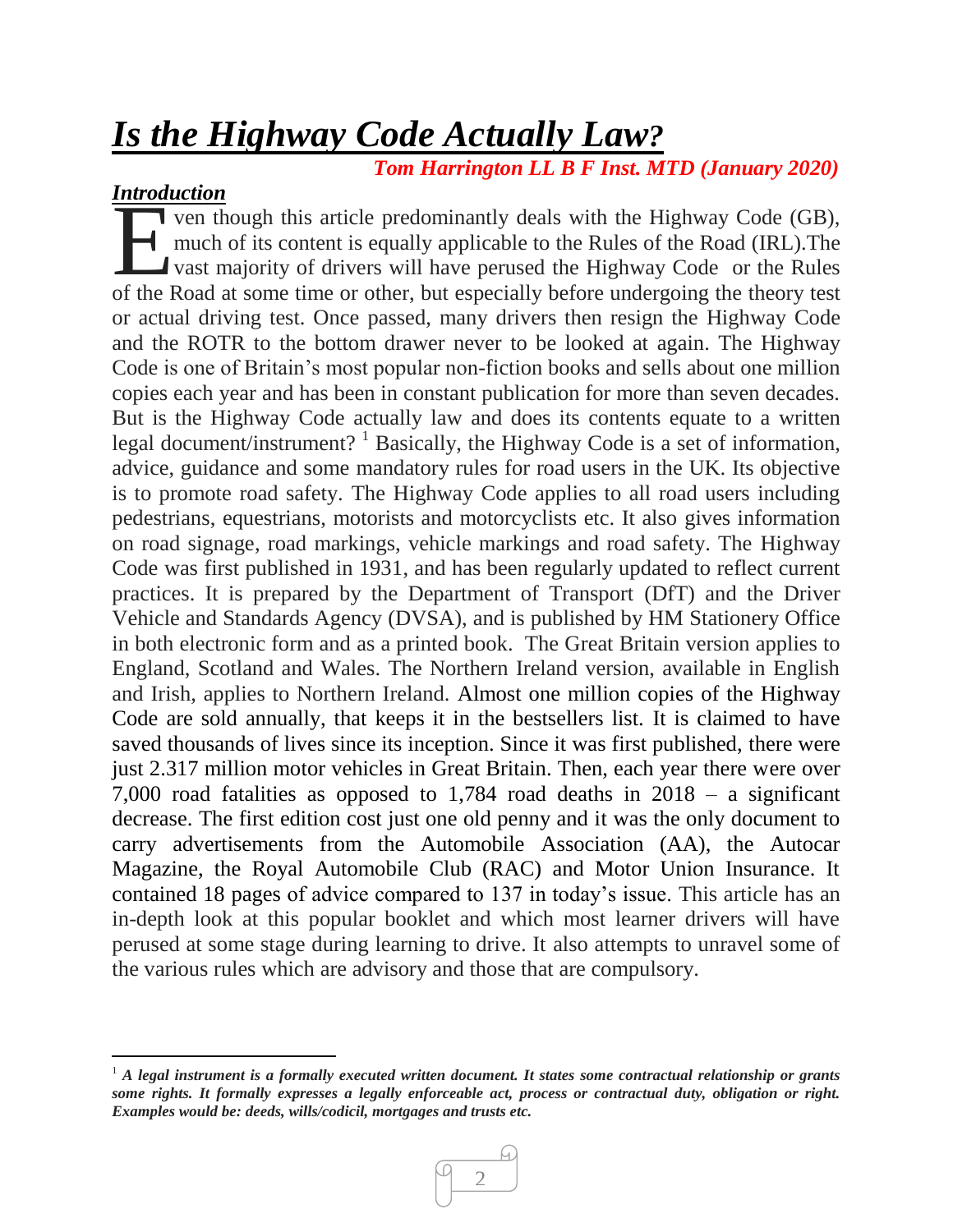# ***Is the Highway Code Actually Law?***

***Tom Harrington LL B F Inst. MTD (January 2020)***

## ***Introduction***

Even though this article predominantly deals with the Highway Code (GB), much of its content is equally applicable to the Rules of the Road (IRL).The vast majority of drivers will have perused the Highway Code or the Rules of the Road at some time or other, but especially before undergoing the theory test or actual driving test. Once passed, many drivers then resign the Highway Code and the ROTR to the bottom drawer never to be looked at again. The Highway Code is one of Britain's most popular non-fiction books and sells about one million copies each year and has been in constant publication for more than seven decades. But is the Highway Code actually law and does its contents equate to a written legal document/instrument? [1] Basically, the Highway Code is a set of information, advice, guidance and some mandatory rules for road users in the UK. Its objective is to promote road safety. The Highway Code applies to all road users including pedestrians, equestrians, motorists and motorcyclists etc. It also gives information on road signage, road markings, vehicle markings and road safety. The Highway Code was first published in 1931, and has been regularly updated to reflect current practices. It is prepared by the Department of Transport (DfT) and the Driver Vehicle and Standards Agency (DVSA), and is published by HM Stationery Office in both electronic form and as a printed book. The Great Britain version applies to England, Scotland and Wales. The Northern Ireland version, available in English and Irish, applies to Northern Ireland. Almost one million copies of the Highway Code are sold annually, that keeps it in the bestsellers list. It is claimed to have saved thousands of lives since its inception. Since it was first published, there were just 2.317 million motor vehicles in Great Britain. Then, each year there were over 7,000 road fatalities as opposed to 1,784 road deaths in 2018 – a significant decrease. The first edition cost just one old penny and it was the only document to carry advertisements from the Automobile Association (AA), the Autocar Magazine, the Royal Automobile Club (RAC) and Motor Union Insurance. It contained 18 pages of advice compared to 137 in today's issue. This article has an in-depth look at this popular booklet and which most learner drivers will have perused at some stage during learning to drive. It also attempts to unravel some of the various rules which are advisory and those that are compulsory.

---

[1] ***A legal instrument is a formally executed written document. It states some contractual relationship or grants some rights. It formally expresses a legally enforceable act, process or contractual duty, obligation or right. Examples would be: deeds, wills/codicil, mortgages and trusts etc.***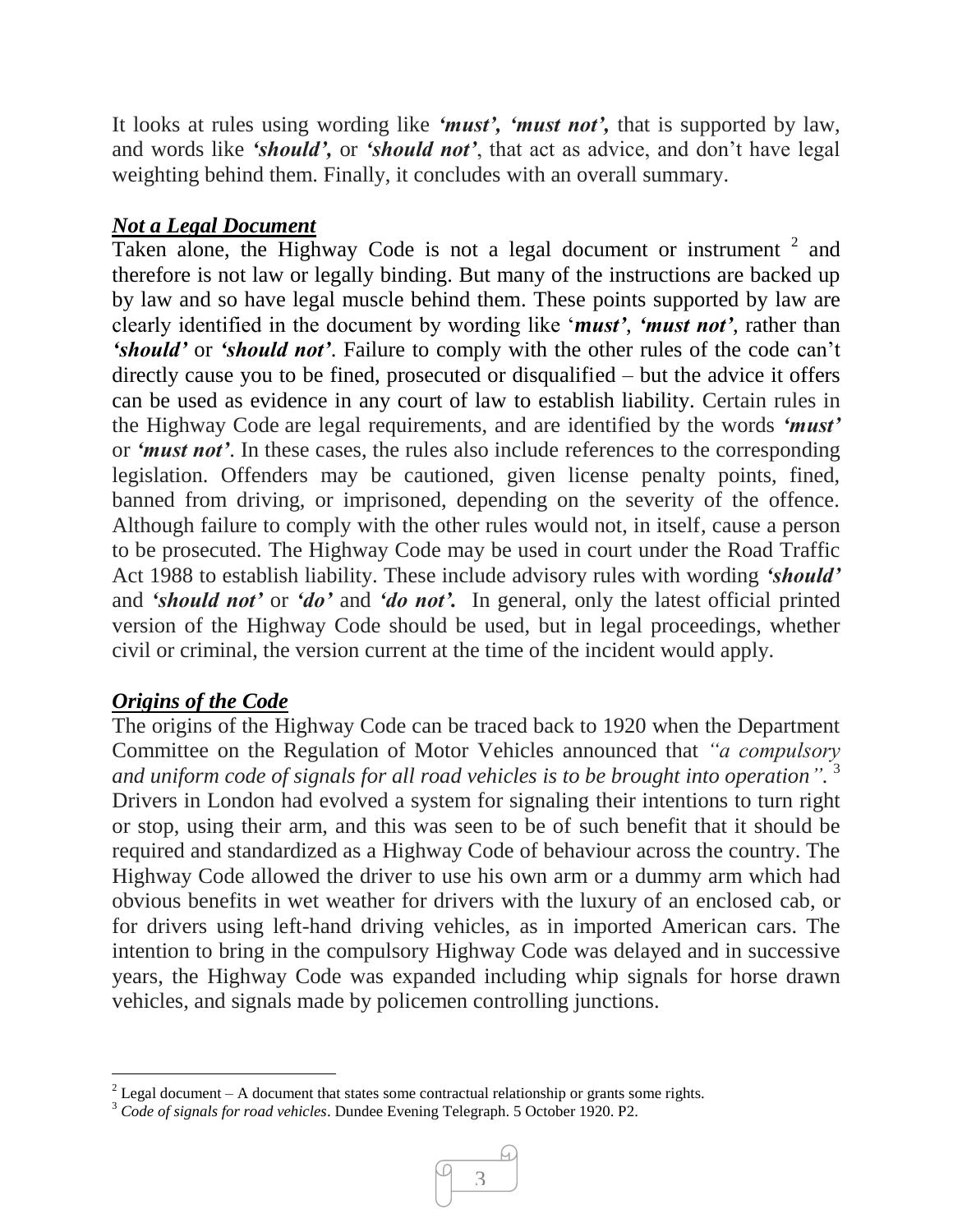It looks at rules using wording like ***'must', 'must not',*** that is supported by law, and words like ***'should',*** or ***'should not'***, that act as advice, and don't have legal weighting behind them. Finally, it concludes with an overall summary.

### ***Not a Legal Document***

Taken alone, the Highway Code is not a legal document or instrument [2] and therefore is not law or legally binding. But many of the instructions are backed up by law and so have legal muscle behind them. These points supported by law are clearly identified in the document by wording like '***must'***, ***'must not'***, rather than ***'should'*** or ***'should not'***. Failure to comply with the other rules of the code can't directly cause you to be fined, prosecuted or disqualified – but the advice it offers can be used as evidence in any court of law to establish liability. Certain rules in the Highway Code are legal requirements, and are identified by the words ***'must'*** or ***'must not'***. In these cases, the rules also include references to the corresponding legislation. Offenders may be cautioned, given license penalty points, fined, banned from driving, or imprisoned, depending on the severity of the offence. Although failure to comply with the other rules would not, in itself, cause a person to be prosecuted. The Highway Code may be used in court under the Road Traffic Act 1988 to establish liability. These include advisory rules with wording ***'should'*** and ***'should not'*** or ***'do'*** and ***'do not'.*** In general, only the latest official printed version of the Highway Code should be used, but in legal proceedings, whether civil or criminal, the version current at the time of the incident would apply.

### ***Origins of the Code***

The origins of the Highway Code can be traced back to 1920 when the Department Committee on the Regulation of Motor Vehicles announced that *"a compulsory and uniform code of signals for all road vehicles is to be brought into operation".* [3] Drivers in London had evolved a system for signaling their intentions to turn right or stop, using their arm, and this was seen to be of such benefit that it should be required and standardized as a Highway Code of behaviour across the country. The Highway Code allowed the driver to use his own arm or a dummy arm which had obvious benefits in wet weather for drivers with the luxury of an enclosed cab, or for drivers using left-hand driving vehicles, as in imported American cars. The intention to bring in the compulsory Highway Code was delayed and in successive years, the Highway Code was expanded including whip signals for horse drawn vehicles, and signals made by policemen controlling junctions.

---

[2] Legal document – A document that states some contractual relationship or grants some rights.

[3] *Code of signals for road vehicles*. Dundee Evening Telegraph. 5 October 1920. P2.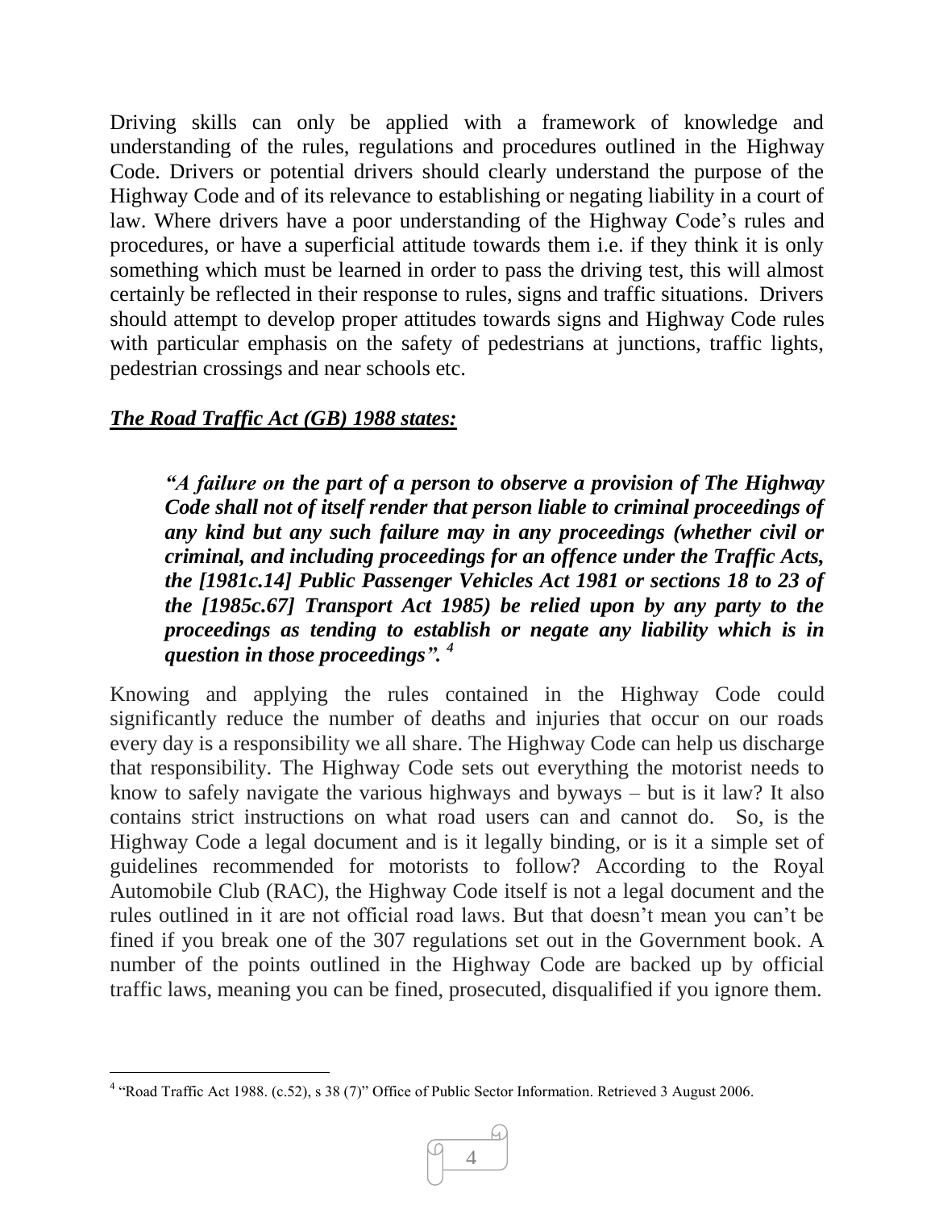Driving skills can only be applied with a framework of knowledge and understanding of the rules, regulations and procedures outlined in the Highway Code. Drivers or potential drivers should clearly understand the purpose of the Highway Code and of its relevance to establishing or negating liability in a court of law. Where drivers have a poor understanding of the Highway Code's rules and procedures, or have a superficial attitude towards them i.e. if they think it is only something which must be learned in order to pass the driving test, this will almost certainly be reflected in their response to rules, signs and traffic situations. Drivers should attempt to develop proper attitudes towards signs and Highway Code rules with particular emphasis on the safety of pedestrians at junctions, traffic lights, pedestrian crossings and near schools etc.

***The Road Traffic Act (GB) 1988 states:***

> ***"A failure on the part of a person to observe a provision of The Highway Code shall not of itself render that person liable to criminal proceedings of any kind but any such failure may in any proceedings (whether civil or criminal, and including proceedings for an offence under the Traffic Acts, the [1981c.14] Public Passenger Vehicles Act 1981 or sections 18 to 23 of the [1985c.67] Transport Act 1985) be relied upon by any party to the proceedings as tending to establish or negate any liability which is in question in those proceedings".*** [4]

Knowing and applying the rules contained in the Highway Code could significantly reduce the number of deaths and injuries that occur on our roads every day is a responsibility we all share. The Highway Code can help us discharge that responsibility. The Highway Code sets out everything the motorist needs to know to safely navigate the various highways and byways – but is it law? It also contains strict instructions on what road users can and cannot do. So, is the Highway Code a legal document and is it legally binding, or is it a simple set of guidelines recommended for motorists to follow? According to the Royal Automobile Club (RAC), the Highway Code itself is not a legal document and the rules outlined in it are not official road laws. But that doesn't mean you can't be fined if you break one of the 307 regulations set out in the Government book. A number of the points outlined in the Highway Code are backed up by official traffic laws, meaning you can be fined, prosecuted, disqualified if you ignore them.

---

[4] "Road Traffic Act 1988. (c.52), s 38 (7)" Office of Public Sector Information. Retrieved 3 August 2006.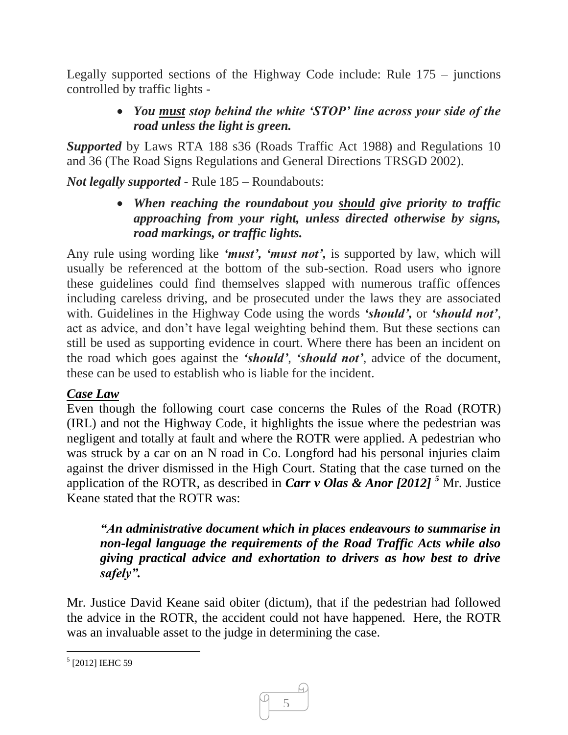Legally supported sections of the Highway Code include: Rule 175 – junctions controlled by traffic lights -

- ***You <u>must</u> stop behind the white 'STOP' line across your side of the road unless the light is green.***

***Supported*** by Laws RTA 188 s36 (Roads Traffic Act 1988) and Regulations 10 and 36 (The Road Signs Regulations and General Directions TRSGD 2002).

***Not legally supported -*** Rule 185 – Roundabouts:

- ***When reaching the roundabout you <u>should</u> give priority to traffic approaching from your right, unless directed otherwise by signs, road markings, or traffic lights.***

Any rule using wording like ***'must', 'must not',*** is supported by law, which will usually be referenced at the bottom of the sub-section. Road users who ignore these guidelines could find themselves slapped with numerous traffic offences including careless driving, and be prosecuted under the laws they are associated with. Guidelines in the Highway Code using the words ***'should',*** or ***'should not'***, act as advice, and don't have legal weighting behind them. But these sections can still be used as supporting evidence in court. Where there has been an incident on the road which goes against the ***'should'***, ***'should not'***, advice of the document, these can be used to establish who is liable for the incident.

***<u>Case Law</u>***

Even though the following court case concerns the Rules of the Road (ROTR) (IRL) and not the Highway Code, it highlights the issue where the pedestrian was negligent and totally at fault and where the ROTR were applied. A pedestrian who was struck by a car on an N road in Co. Longford had his personal injuries claim against the driver dismissed in the High Court. Stating that the case turned on the application of the ROTR, as described in ***Carr v Olas & Anor [2012]*** [5] Mr. Justice Keane stated that the ROTR was:

> ***"An administrative document which in places endeavours to summarise in non-legal language the requirements of the Road Traffic Acts while also giving practical advice and exhortation to drivers as how best to drive safely".***

Mr. Justice David Keane said obiter (dictum), that if the pedestrian had followed the advice in the ROTR, the accident could not have happened. Here, the ROTR was an invaluable asset to the judge in determining the case.

---

[5] [2012] IEHC 59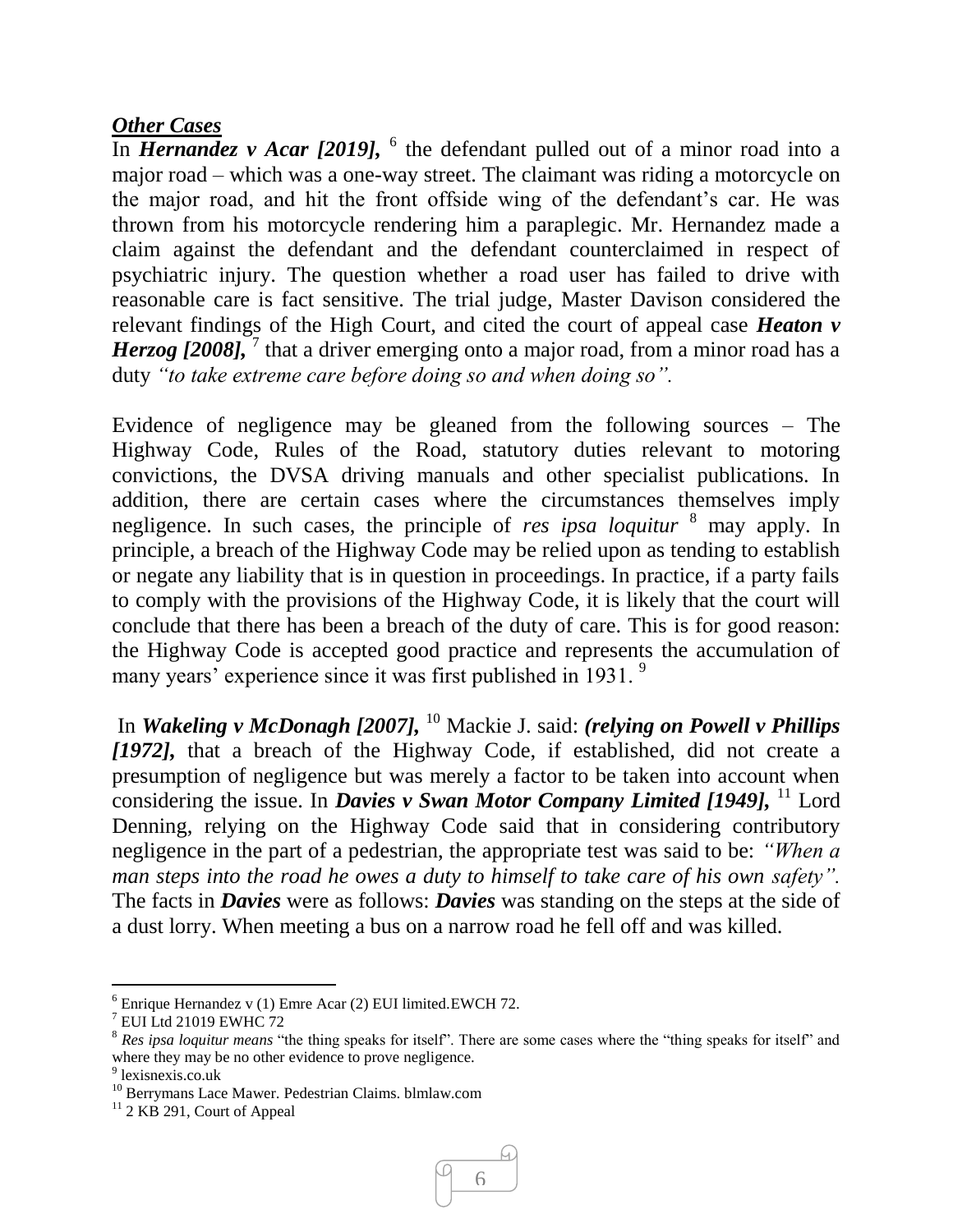***Other Cases***

In ***Hernandez v Acar [2019],*** [6] the defendant pulled out of a minor road into a major road – which was a one-way street. The claimant was riding a motorcycle on the major road, and hit the front offside wing of the defendant's car. He was thrown from his motorcycle rendering him a paraplegic. Mr. Hernandez made a claim against the defendant and the defendant counterclaimed in respect of psychiatric injury. The question whether a road user has failed to drive with reasonable care is fact sensitive. The trial judge, Master Davison considered the relevant findings of the High Court, and cited the court of appeal case ***Heaton v Herzog [2008],*** [7] that a driver emerging onto a major road, from a minor road has a duty *"to take extreme care before doing so and when doing so".*

Evidence of negligence may be gleaned from the following sources – The Highway Code, Rules of the Road, statutory duties relevant to motoring convictions, the DVSA driving manuals and other specialist publications. In addition, there are certain cases where the circumstances themselves imply negligence. In such cases, the principle of *res ipsa loquitur* [8] may apply. In principle, a breach of the Highway Code may be relied upon as tending to establish or negate any liability that is in question in proceedings. In practice, if a party fails to comply with the provisions of the Highway Code, it is likely that the court will conclude that there has been a breach of the duty of care. This is for good reason: the Highway Code is accepted good practice and represents the accumulation of many years' experience since it was first published in 1931. [9]

In ***Wakeling v McDonagh [2007],*** [10] Mackie J. said: ***(relying on Powell v Phillips [1972],*** that a breach of the Highway Code, if established, did not create a presumption of negligence but was merely a factor to be taken into account when considering the issue. In ***Davies v Swan Motor Company Limited [1949],*** [11] Lord Denning, relying on the Highway Code said that in considering contributory negligence in the part of a pedestrian, the appropriate test was said to be: *"When a man steps into the road he owes a duty to himself to take care of his own safety".* The facts in ***Davies*** were as follows: ***Davies*** was standing on the steps at the side of a dust lorry. When meeting a bus on a narrow road he fell off and was killed.

---

[6] Enrique Hernandez v (1) Emre Acar (2) EUI limited.EWCH 72.

[7] EUI Ltd 21019 EWHC 72

[8] *Res ipsa loquitur means* "the thing speaks for itself". There are some cases where the "thing speaks for itself" and where they may be no other evidence to prove negligence.

[9] lexisnexis.co.uk

[10] Berrymans Lace Mawer. Pedestrian Claims. blmlaw.com

[11] 2 KB 291, Court of Appeal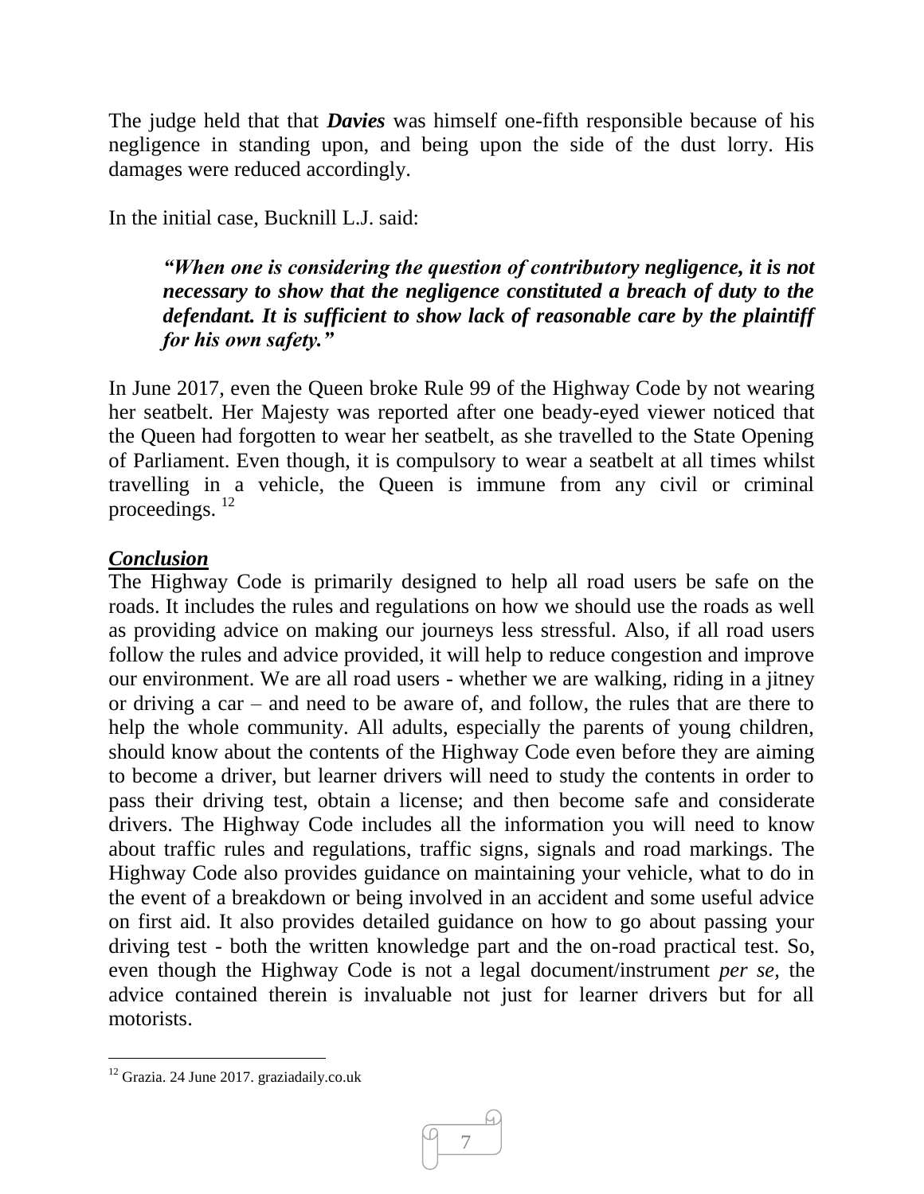The judge held that that ***Davies*** was himself one-fifth responsible because of his negligence in standing upon, and being upon the side of the dust lorry. His damages were reduced accordingly.

In the initial case, Bucknill L.J. said:

> ***"When one is considering the question of contributory negligence, it is not necessary to show that the negligence constituted a breach of duty to the defendant. It is sufficient to show lack of reasonable care by the plaintiff for his own safety."***

In June 2017, even the Queen broke Rule 99 of the Highway Code by not wearing her seatbelt. Her Majesty was reported after one beady-eyed viewer noticed that the Queen had forgotten to wear her seatbelt, as she travelled to the State Opening of Parliament. Even though, it is compulsory to wear a seatbelt at all times whilst travelling in a vehicle, the Queen is immune from any civil or criminal proceedings. [12]

***Conclusion***

The Highway Code is primarily designed to help all road users be safe on the roads. It includes the rules and regulations on how we should use the roads as well as providing advice on making our journeys less stressful. Also, if all road users follow the rules and advice provided, it will help to reduce congestion and improve our environment. We are all road users - whether we are walking, riding in a jitney or driving a car – and need to be aware of, and follow, the rules that are there to help the whole community. All adults, especially the parents of young children, should know about the contents of the Highway Code even before they are aiming to become a driver, but learner drivers will need to study the contents in order to pass their driving test, obtain a license; and then become safe and considerate drivers. The Highway Code includes all the information you will need to know about traffic rules and regulations, traffic signs, signals and road markings. The Highway Code also provides guidance on maintaining your vehicle, what to do in the event of a breakdown or being involved in an accident and some useful advice on first aid. It also provides detailed guidance on how to go about passing your driving test - both the written knowledge part and the on-road practical test. So, even though the Highway Code is not a legal document/instrument *per se,* the advice contained therein is invaluable not just for learner drivers but for all motorists.

---

[12] Grazia. 24 June 2017. graziadaily.co.uk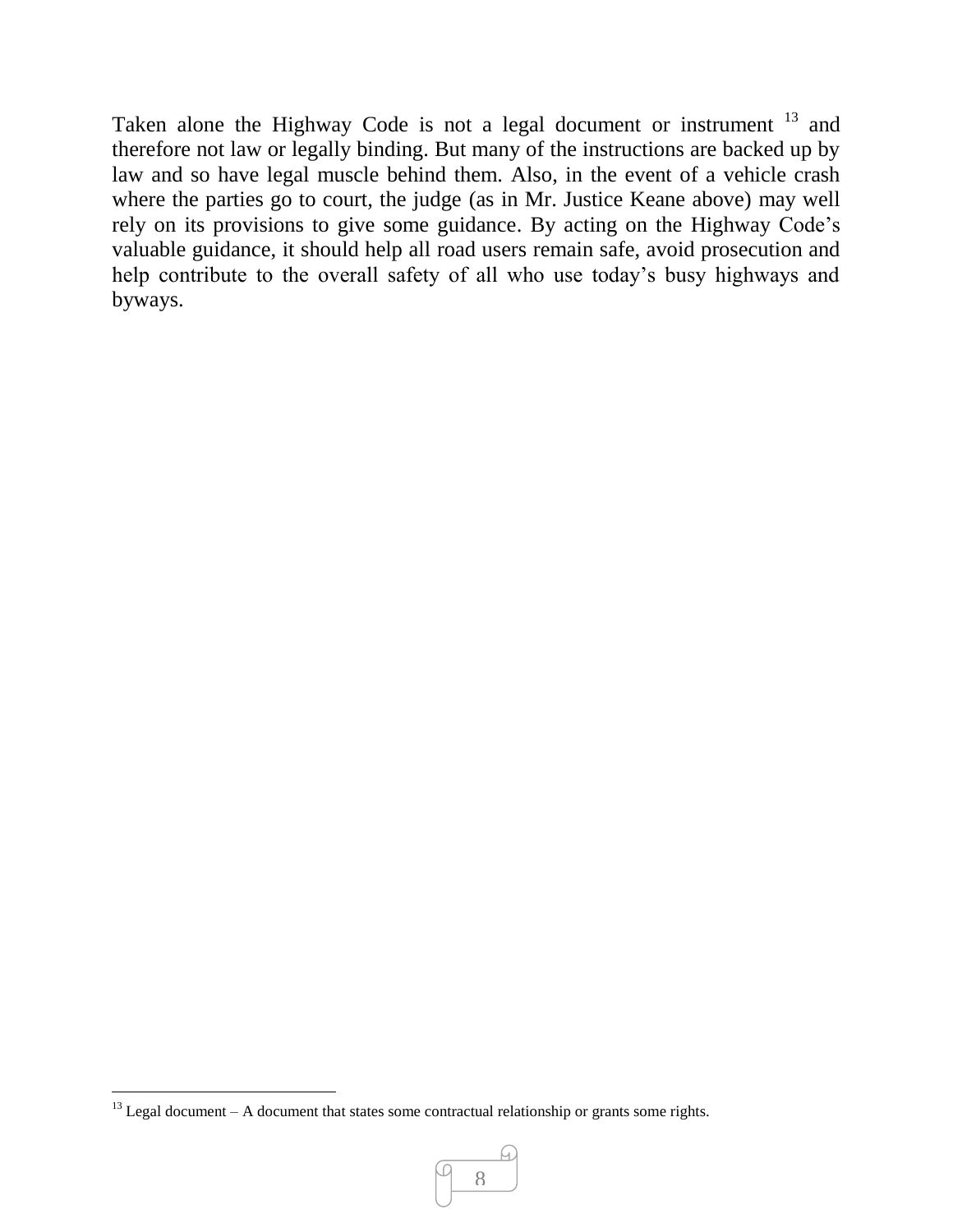Taken alone the Highway Code is not a legal document or instrument [13] and therefore not law or legally binding. But many of the instructions are backed up by law and so have legal muscle behind them. Also, in the event of a vehicle crash where the parties go to court, the judge (as in Mr. Justice Keane above) may well rely on its provisions to give some guidance. By acting on the Highway Code's valuable guidance, it should help all road users remain safe, avoid prosecution and help contribute to the overall safety of all who use today's busy highways and byways.

---

[13] Legal document – A document that states some contractual relationship or grants some rights.